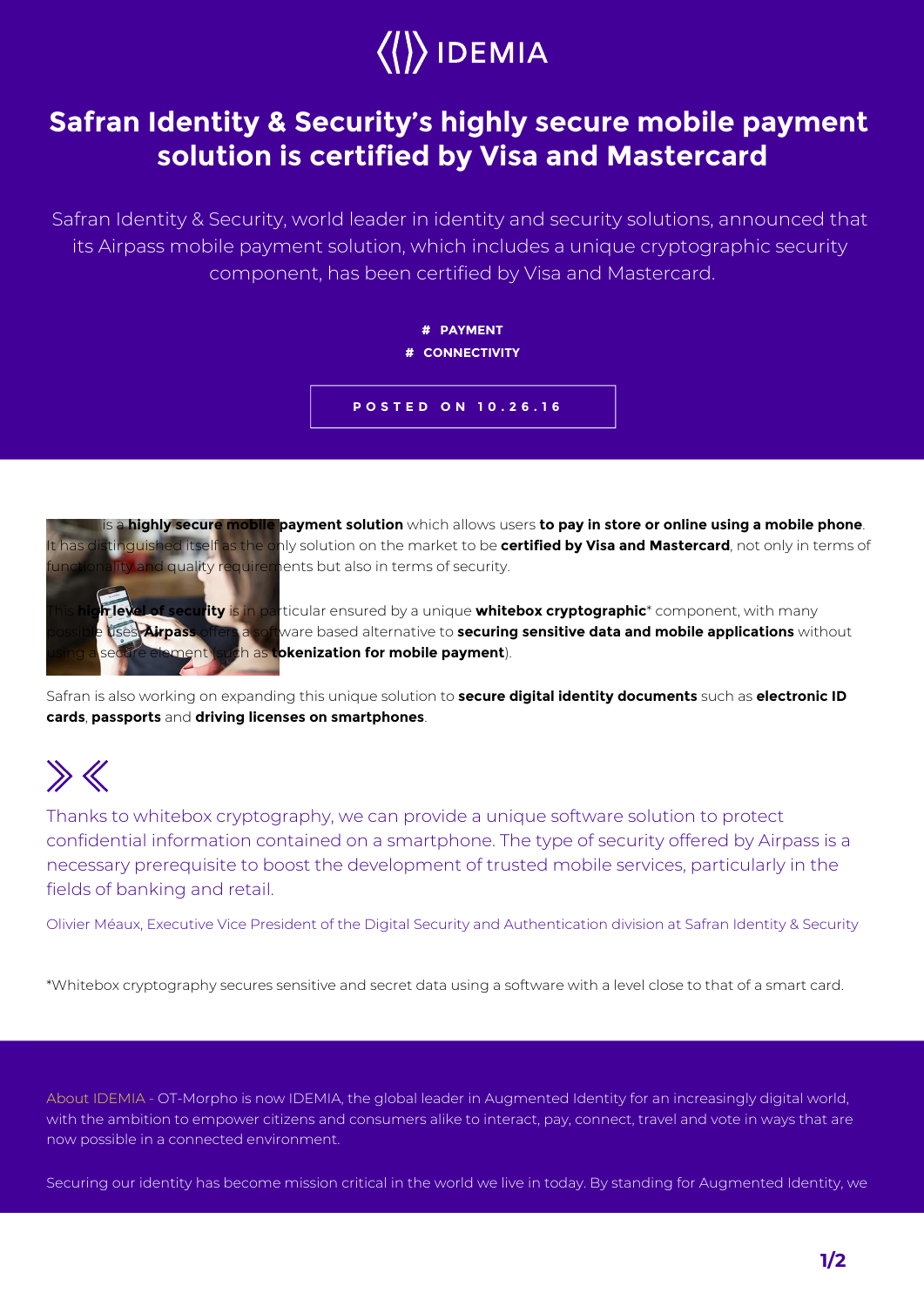# Safran Identity & Security's highly secure mobile payment solution is certified by Visa and Mastercard

Safran Identity & Security, world leader in identity and security solutions, announced that its Airpass mobile payment solution, which includes a unique cryptographic security component, has been certified by Visa and Mastercard.

**# PAYMENT**
**# CONNECTIVITY**

**POSTED ON 10.26.16**

is a **highly secure mobile payment solution** which allows users **to pay in store or online using a mobile phone**. It has distinguished itself as the only solution on the market to be **certified by Visa and Mastercard**, not only in terms of functionality and quality requirements but also in terms of security.

This **high level of security** is in particular ensured by a unique **whitebox cryptographic*** component, with many possible uses. **Airpass** offers a software based alternative to **securing sensitive data and mobile applications** without using a secure element (such as **tokenization for mobile payment**).

Safran is also working on expanding this unique solution to **secure digital identity documents** such as **electronic ID cards**, **passports** and **driving licenses on smartphones**.

> Thanks to whitebox cryptography, we can provide a unique software solution to protect confidential information contained on a smartphone. The type of security offered by Airpass is a necessary prerequisite to boost the development of trusted mobile services, particularly in the fields of banking and retail.
>
> Olivier Méaux, Executive Vice President of the Digital Security and Authentication division at Safran Identity & Security

*Whitebox cryptography secures sensitive and secret data using a software with a level close to that of a smart card.

About IDEMIA - OT-Morpho is now IDEMIA, the global leader in Augmented Identity for an increasingly digital world, with the ambition to empower citizens and consumers alike to interact, pay, connect, travel and vote in ways that are now possible in a connected environment.

Securing our identity has become mission critical in the world we live in today. By standing for Augmented Identity, we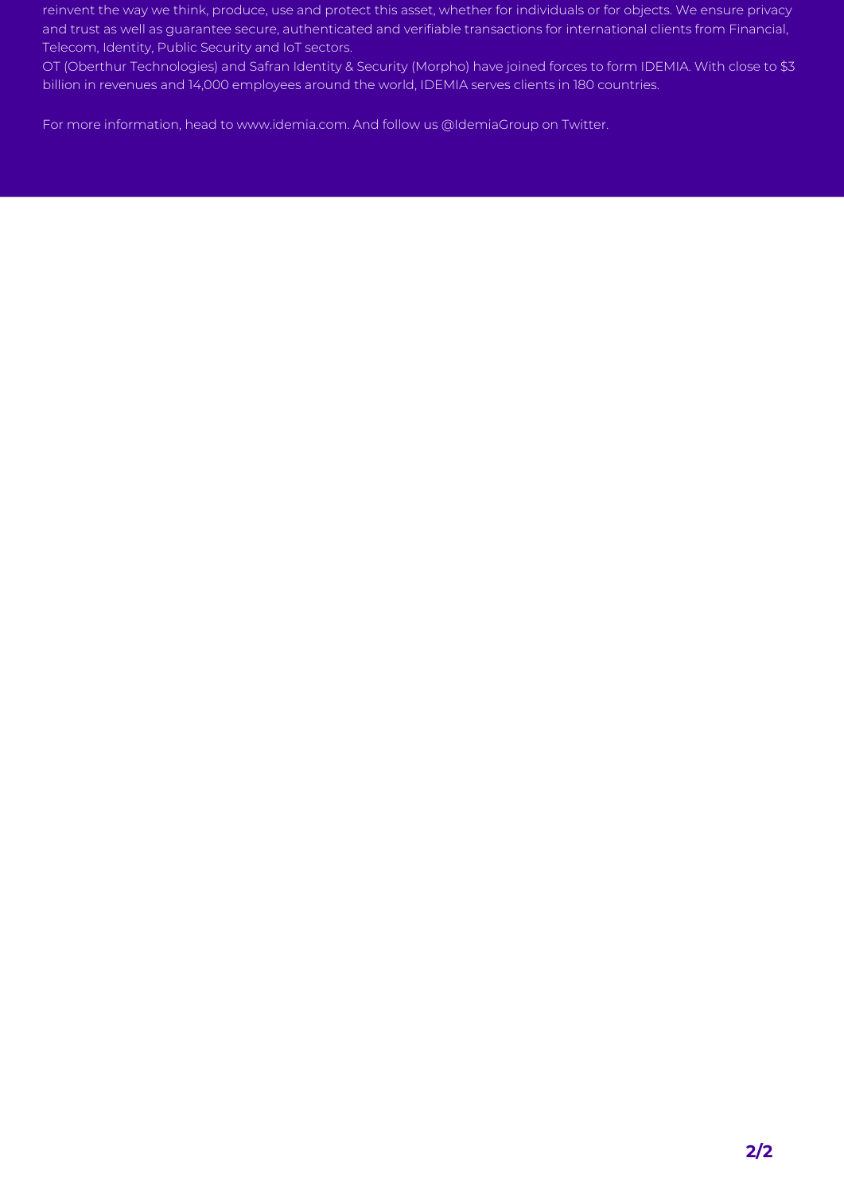reinvent the way we think, produce, use and protect this asset, whether for individuals or for objects. We ensure privacy and trust as well as guarantee secure, authenticated and verifiable transactions for international clients from Financial, Telecom, Identity, Public Security and IoT sectors.

OT (Oberthur Technologies) and Safran Identity & Security (Morpho) have joined forces to form IDEMIA. With close to $3 billion in revenues and 14,000 employees around the world, IDEMIA serves clients in 180 countries.

For more information, head to www.idemia.com. And follow us @IdemiaGroup on Twitter.